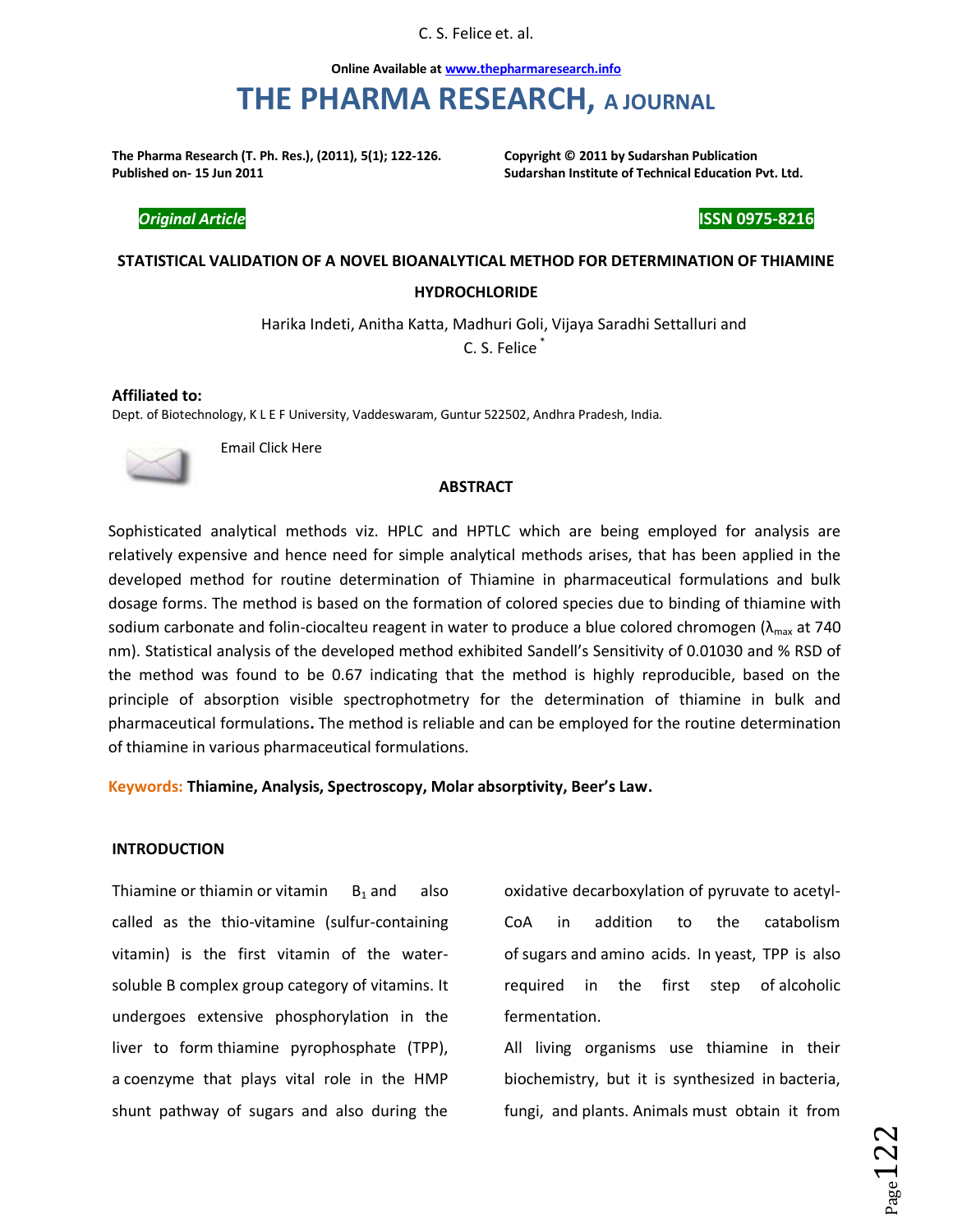Online Available at www.thepharmaresearch.info

# THE PHARMA RESEARCH, A JOURNAL

**The Pharma Research (T. Ph. Res.), (2011), 5(1); 122-126.**
**Published on- 15 Jun 2011**

**Copyright © 2011 by Sudarshan Publication**
**Sudarshan Institute of Technical Education Pvt. Ltd.**

***Original Article***

**ISSN 0975-8216**

## STATISTICAL VALIDATION OF A NOVEL BIOANALYTICAL METHOD FOR DETERMINATION OF THIAMINE HYDROCHLORIDE

Harika Indeti, Anitha Katta, Madhuri Goli, Vijaya Saradhi Settalluri and C. S. Felice [*]

**Affiliated to:**
Dept. of Biotechnology, K L E F University, Vaddeswaram, Guntur 522502, Andhra Pradesh, India.

Email Click Here

### ABSTRACT

Sophisticated analytical methods viz. HPLC and HPTLC which are being employed for analysis are relatively expensive and hence need for simple analytical methods arises, that has been applied in the developed method for routine determination of Thiamine in pharmaceutical formulations and bulk dosage forms. The method is based on the formation of colored species due to binding of thiamine with sodium carbonate and folin-ciocalteu reagent in water to produce a blue colored chromogen ($\lambda_{max}$ at 740 nm). Statistical analysis of the developed method exhibited Sandell's Sensitivity of 0.01030 and % RSD of the method was found to be 0.67 indicating that the method is highly reproducible, based on the principle of absorption visible spectrophotometry for the determination of thiamine in bulk and pharmaceutical formulations**.** The method is reliable and can be employed for the routine determination of thiamine in various pharmaceutical formulations.

**Keywords: Thiamine, Analysis, Spectroscopy, Molar absorptivity, Beer's Law.**

### INTRODUCTION

Thiamine or thiamin or vitamin $B_1$ and also called as the thio-vitamine (sulfur-containing vitamin) is the first vitamin of the water-soluble B complex group category of vitamins. It undergoes extensive phosphorylation in the liver to form thiamine pyrophosphate (TPP), a coenzyme that plays vital role in the HMP shunt pathway of sugars and also during the oxidative decarboxylation of pyruvate to acetyl-CoA in addition to the catabolism of sugars and amino acids. In yeast, TPP is also required in the first step of alcoholic fermentation.

All living organisms use thiamine in their biochemistry, but it is synthesized in bacteria, fungi, and plants. Animals must obtain it from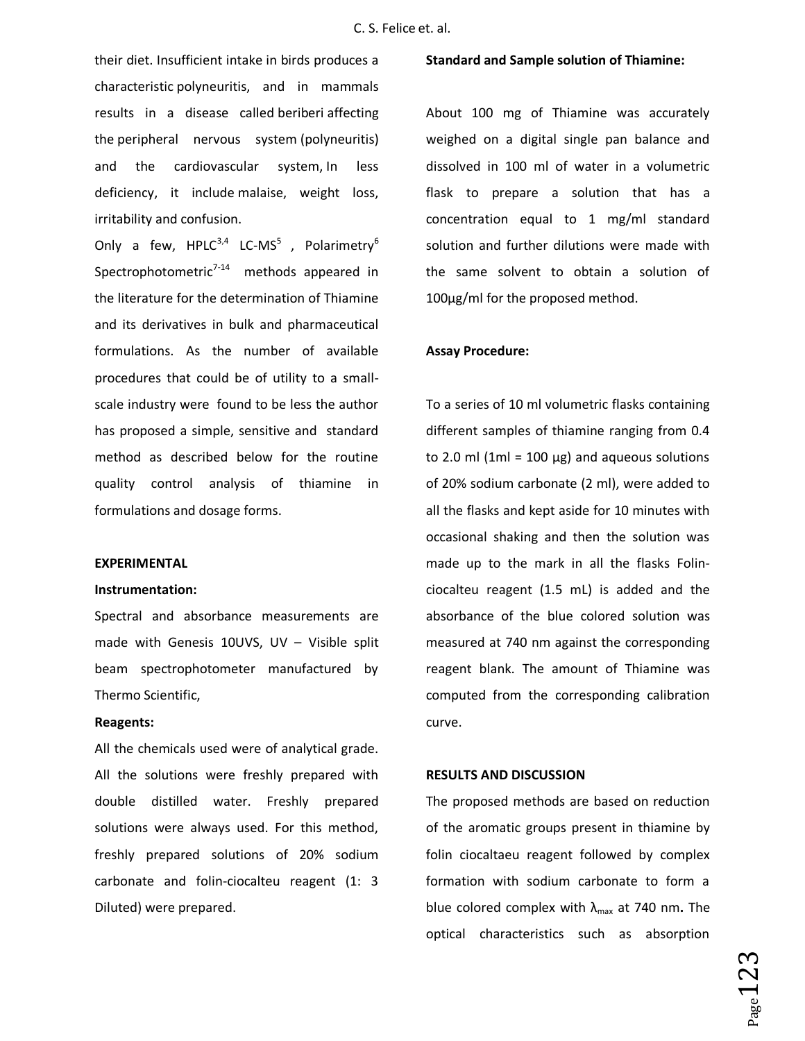their diet. Insufficient intake in birds produces a characteristic polyneuritis, and in mammals results in a disease called beriberi affecting the peripheral nervous system (polyneuritis) and the cardiovascular system, In less deficiency, it include malaise, weight loss, irritability and confusion.

Only a few, HPLC[3,4] LC-MS[5] , Polarimetry[6] Spectrophotometric[7-14] methods appeared in the literature for the determination of Thiamine and its derivatives in bulk and pharmaceutical formulations. As the number of available procedures that could be of utility to a small-scale industry were found to be less the author has proposed a simple, sensitive and standard method as described below for the routine quality control analysis of thiamine in formulations and dosage forms.

## EXPERIMENTAL

### Instrumentation:

Spectral and absorbance measurements are made with Genesis 10UVS, UV – Visible split beam spectrophotometer manufactured by Thermo Scientific,

### Reagents:

All the chemicals used were of analytical grade. All the solutions were freshly prepared with double distilled water. Freshly prepared solutions were always used. For this method, freshly prepared solutions of 20% sodium carbonate and folin-ciocalteu reagent (1: 3 Diluted) were prepared.

### Standard and Sample solution of Thiamine:

About 100 mg of Thiamine was accurately weighed on a digital single pan balance and dissolved in 100 ml of water in a volumetric flask to prepare a solution that has a concentration equal to 1 mg/ml standard solution and further dilutions were made with the same solvent to obtain a solution of 100µg/ml for the proposed method.

### Assay Procedure:

To a series of 10 ml volumetric flasks containing different samples of thiamine ranging from 0.4 to 2.0 ml (1ml = 100 µg) and aqueous solutions of 20% sodium carbonate (2 ml), were added to all the flasks and kept aside for 10 minutes with occasional shaking and then the solution was made up to the mark in all the flasks Folin-ciocalteu reagent (1.5 mL) is added and the absorbance of the blue colored solution was measured at 740 nm against the corresponding reagent blank. The amount of Thiamine was computed from the corresponding calibration curve.

## RESULTS AND DISCUSSION

The proposed methods are based on reduction of the aromatic groups present in thiamine by folin ciocaltaeu reagent followed by complex formation with sodium carbonate to form a blue colored complex with $\lambda_{max}$ at 740 nm**.** The optical characteristics such as absorption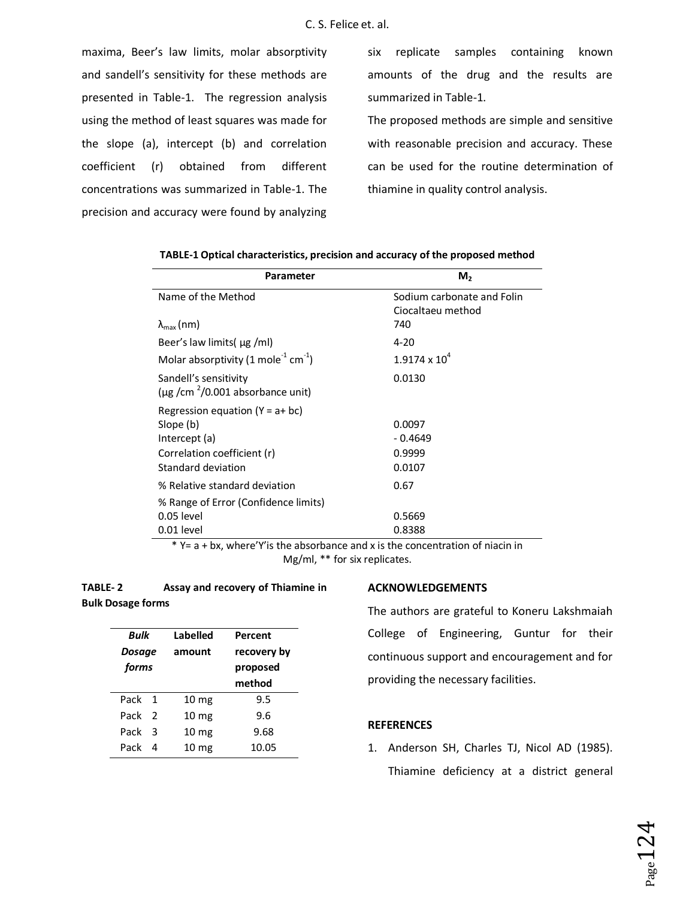maxima, Beer's law limits, molar absorptivity and sandell's sensitivity for these methods are presented in Table-1. The regression analysis using the method of least squares was made for the slope (a), intercept (b) and correlation coefficient (r) obtained from different concentrations was summarized in Table-1. The precision and accuracy were found by analyzing six replicate samples containing known amounts of the drug and the results are summarized in Table-1.

The proposed methods are simple and sensitive with reasonable precision and accuracy. These can be used for the routine determination of thiamine in quality control analysis.

**TABLE-1 Optical characteristics, precision and accuracy of the proposed method**

| Parameter | $M_2$ |
|---|---|
| Name of the Method | Sodium carbonate and Folin Ciocaltaeu method |
| $\lambda_{max}$ (nm) | 740 |
| Beer's law limits( µg /ml) | 4-20 |
| Molar absorptivity (1 mole$^{-1}$ cm$^{-1}$) | 1.9174 x $10^4$ |
| Sandell's sensitivity (µg /cm $^2$/0.001 absorbance unit) | 0.0130 |
| Regression equation (Y = a+ bc) | |
| Slope (b) | 0.0097 |
| Intercept (a) | - 0.4649 |
| Correlation coefficient (r) | 0.9999 |
| Standard deviation | 0.0107 |
| % Relative standard deviation | 0.67 |
| % Range of Error (Confidence limits) | |
| 0.05 level | 0.5669 |
| 0.01 level | 0.8388 |

\* Y= a + bx, where'Y'is the absorbance and x is the concentration of niacin in Mg/ml, ** for six replicates.

**TABLE- 2 Assay and recovery of Thiamine in Bulk Dosage forms**

| *Bulk Dosage forms* | Labelled amount | Percent recovery by proposed method |
|---|---|---|
| Pack 1 | 10 mg | 9.5 |
| Pack 2 | 10 mg | 9.6 |
| Pack 3 | 10 mg | 9.68 |
| Pack 4 | 10 mg | 10.05 |

## ACKNOWLEDGEMENTS

The authors are grateful to Koneru Lakshmaiah College of Engineering, Guntur for their continuous support and encouragement and for providing the necessary facilities.

## REFERENCES

1. Anderson SH, Charles TJ, Nicol AD (1985). Thiamine deficiency at a district general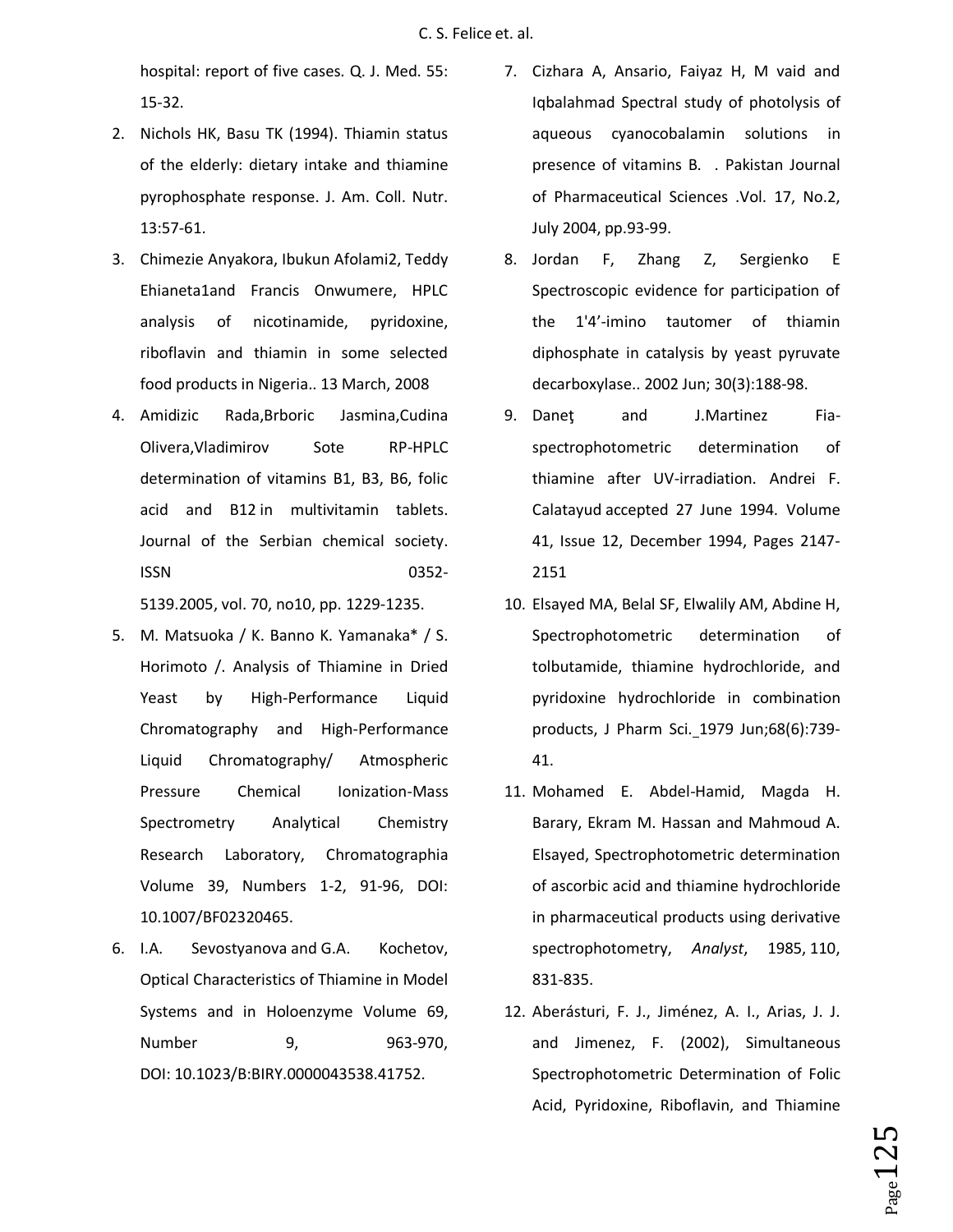hospital: report of five cases. Q. J. Med. 55: 15-32.

2. Nichols HK, Basu TK (1994). Thiamin status of the elderly: dietary intake and thiamine pyrophosphate response. J. Am. Coll. Nutr. 13:57-61.
3. Chimezie Anyakora, Ibukun Afolami2, Teddy Ehianeta1and Francis Onwumere, HPLC analysis of nicotinamide, pyridoxine, riboflavin and thiamin in some selected food products in Nigeria.. 13 March, 2008
4. Amidizic Rada,Brboric Jasmina,Cudina Olivera,Vladimirov Sote RP-HPLC determination of vitamins B1, B3, B6, folic acid and B12 in multivitamin tablets. Journal of the Serbian chemical society. ISSN 0352-5139.2005, vol. 70, no10, pp. 1229-1235.
5. M. Matsuoka / K. Banno K. Yamanaka* / S. Horimoto /. Analysis of Thiamine in Dried Yeast by High-Performance Liquid Chromatography and High-Performance Liquid Chromatography/ Atmospheric Pressure Chemical Ionization-Mass Spectrometry Analytical Chemistry Research Laboratory, Chromatographia Volume 39, Numbers 1-2, 91-96, DOI: 10.1007/BF02320465.
6. I.A. Sevostyanova and G.A. Kochetov, Optical Characteristics of Thiamine in Model Systems and in Holoenzyme Volume 69, Number 9, 963-970, DOI: 10.1023/B:BIRY.0000043538.41752.
7. Cizhara A, Ansario, Faiyaz H, M vaid and Iqbalahmad Spectral study of photolysis of aqueous cyanocobalamin solutions in presence of vitamins B. . Pakistan Journal of Pharmaceutical Sciences .Vol. 17, No.2, July 2004, pp.93-99.
8. Jordan F, Zhang Z, Sergienko E Spectroscopic evidence for participation of the 1'4'-imino tautomer of thiamin diphosphate in catalysis by yeast pyruvate decarboxylase.. 2002 Jun; 30(3):188-98.
9. Daneţ and J.Martinez Fia-spectrophotometric determination of thiamine after UV-irradiation. Andrei F. Calatayud accepted 27 June 1994. Volume 41, Issue 12, December 1994, Pages 2147-2151
10. Elsayed MA, Belal SF, Elwalily AM, Abdine H, Spectrophotometric determination of tolbutamide, thiamine hydrochloride, and pyridoxine hydrochloride in combination products, J Pharm Sci. 1979 Jun;68(6):739-41.
11. Mohamed E. Abdel-Hamid, Magda H. Barary, Ekram M. Hassan and Mahmoud A. Elsayed, Spectrophotometric determination of ascorbic acid and thiamine hydrochloride in pharmaceutical products using derivative spectrophotometry, *Analyst*, 1985, 110, 831-835.
12. Aberásturi, F. J., Jiménez, A. I., Arias, J. J. and Jimenez, F. (2002), Simultaneous Spectrophotometric Determination of Folic Acid, Pyridoxine, Riboflavin, and Thiamine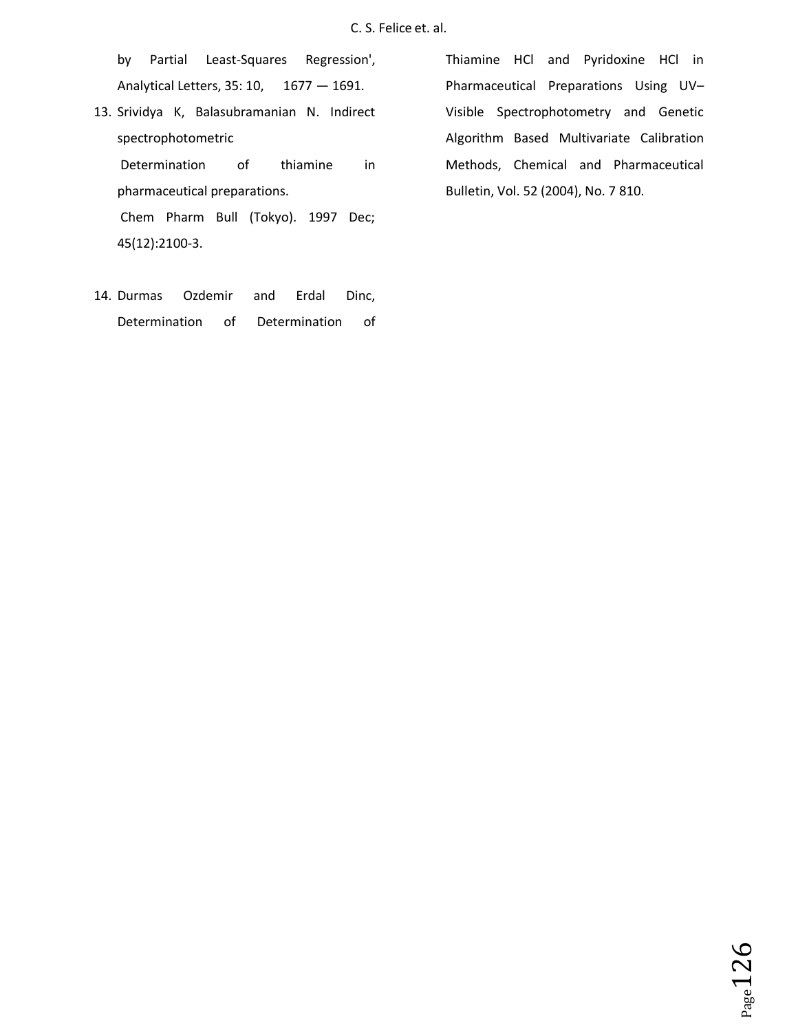by Partial Least-Squares Regression', Analytical Letters, 35: 10, 1677 — 1691.

13. Srividya K, Balasubramanian N. Indirect spectrophotometric Determination of thiamine in pharmaceutical preparations. Chem Pharm Bull (Tokyo). 1997 Dec; 45(12):2100-3.

14. Durmas Ozdemir and Erdal Dinc, Determination of Determination of Thiamine HCl and Pyridoxine HCl in Pharmaceutical Preparations Using UV–Visible Spectrophotometry and Genetic Algorithm Based Multivariate Calibration Methods, Chemical and Pharmaceutical Bulletin, Vol. 52 (2004), No. 7 810.